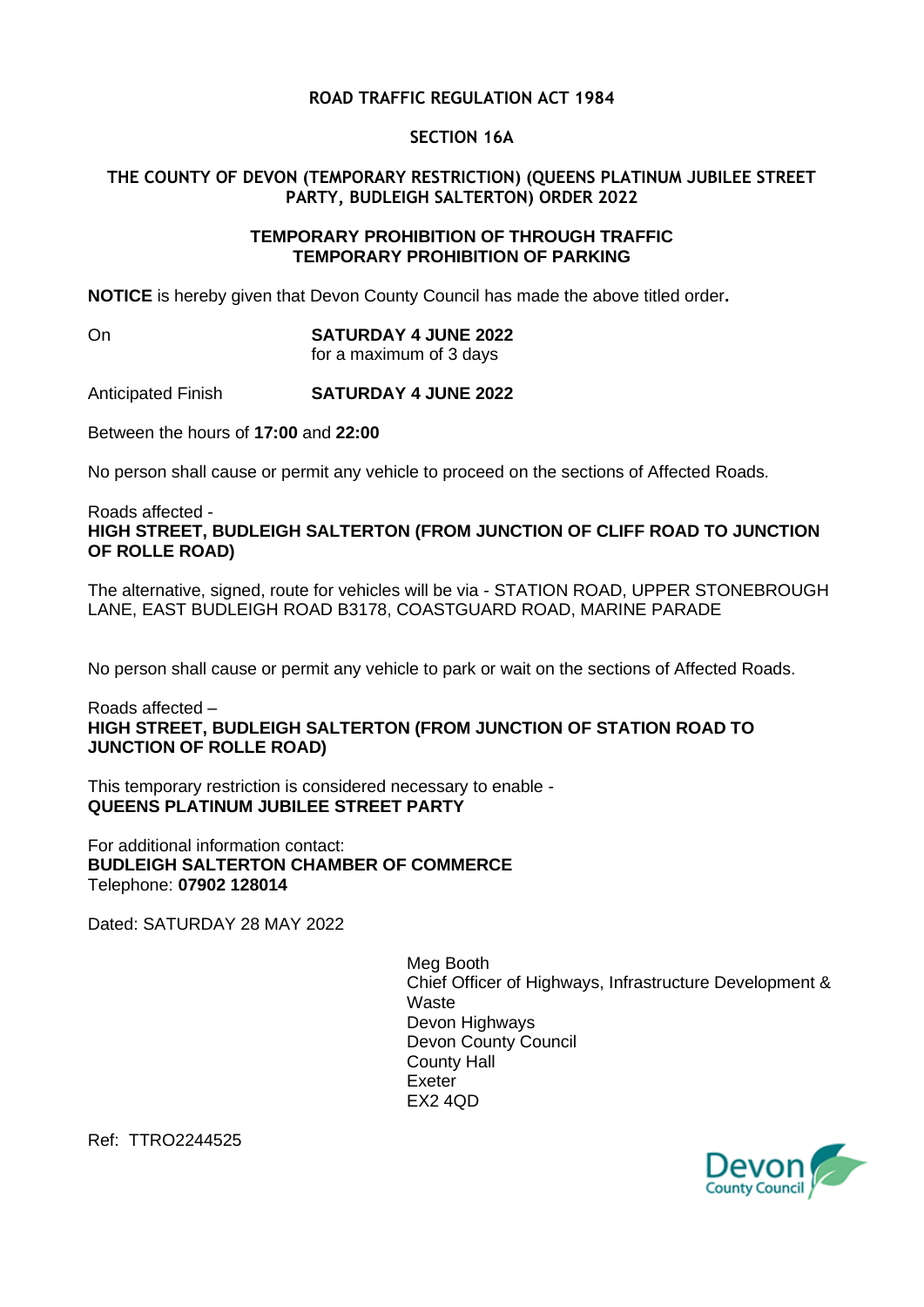**ROAD TRAFFIC REGULATION ACT 1984**

**SECTION 16A**

**THE COUNTY OF DEVON (TEMPORARY RESTRICTION) (QUEENS PLATINUM JUBILEE STREET PARTY, BUDLEIGH SALTERTON) ORDER 2022**

**TEMPORARY PROHIBITION OF THROUGH TRAFFIC**
**TEMPORARY PROHIBITION OF PARKING**

**NOTICE** is hereby given that Devon County Council has made the above titled order**.**

On **SATURDAY 4 JUNE 2022**
for a maximum of 3 days

Anticipated Finish **SATURDAY 4 JUNE 2022**

Between the hours of **17:00** and **22:00**

No person shall cause or permit any vehicle to proceed on the sections of Affected Roads.

Roads affected -
**HIGH STREET, BUDLEIGH SALTERTON (FROM JUNCTION OF CLIFF ROAD TO JUNCTION OF ROLLE ROAD)**

The alternative, signed, route for vehicles will be via - STATION ROAD, UPPER STONEBROUGH LANE, EAST BUDLEIGH ROAD B3178, COASTGUARD ROAD, MARINE PARADE

No person shall cause or permit any vehicle to park or wait on the sections of Affected Roads.

Roads affected –
**HIGH STREET, BUDLEIGH SALTERTON (FROM JUNCTION OF STATION ROAD TO JUNCTION OF ROLLE ROAD)**

This temporary restriction is considered necessary to enable -
**QUEENS PLATINUM JUBILEE STREET PARTY**

For additional information contact:
**BUDLEIGH SALTERTON CHAMBER OF COMMERCE**
Telephone: **07902 128014**

Dated: SATURDAY 28 MAY 2022

Meg Booth
Chief Officer of Highways, Infrastructure Development & Waste
Devon Highways
Devon County Council
County Hall
Exeter
EX2 4QD

Ref: TTRO2244525

Devon County Council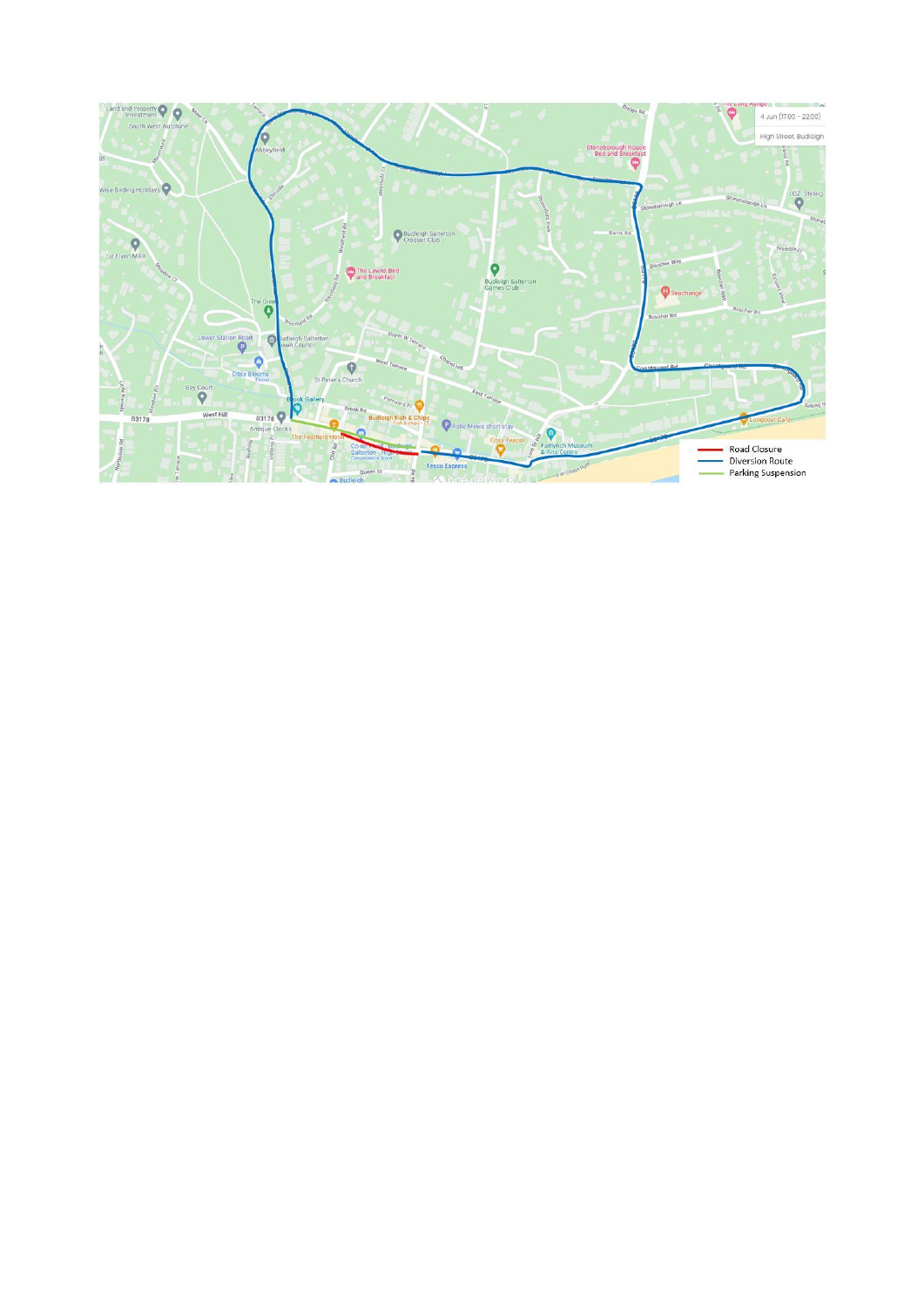4 Jun (17:00 - 22:00)

High Street, Budleigh

Road Closure

Diversion Route

Parking Suspension